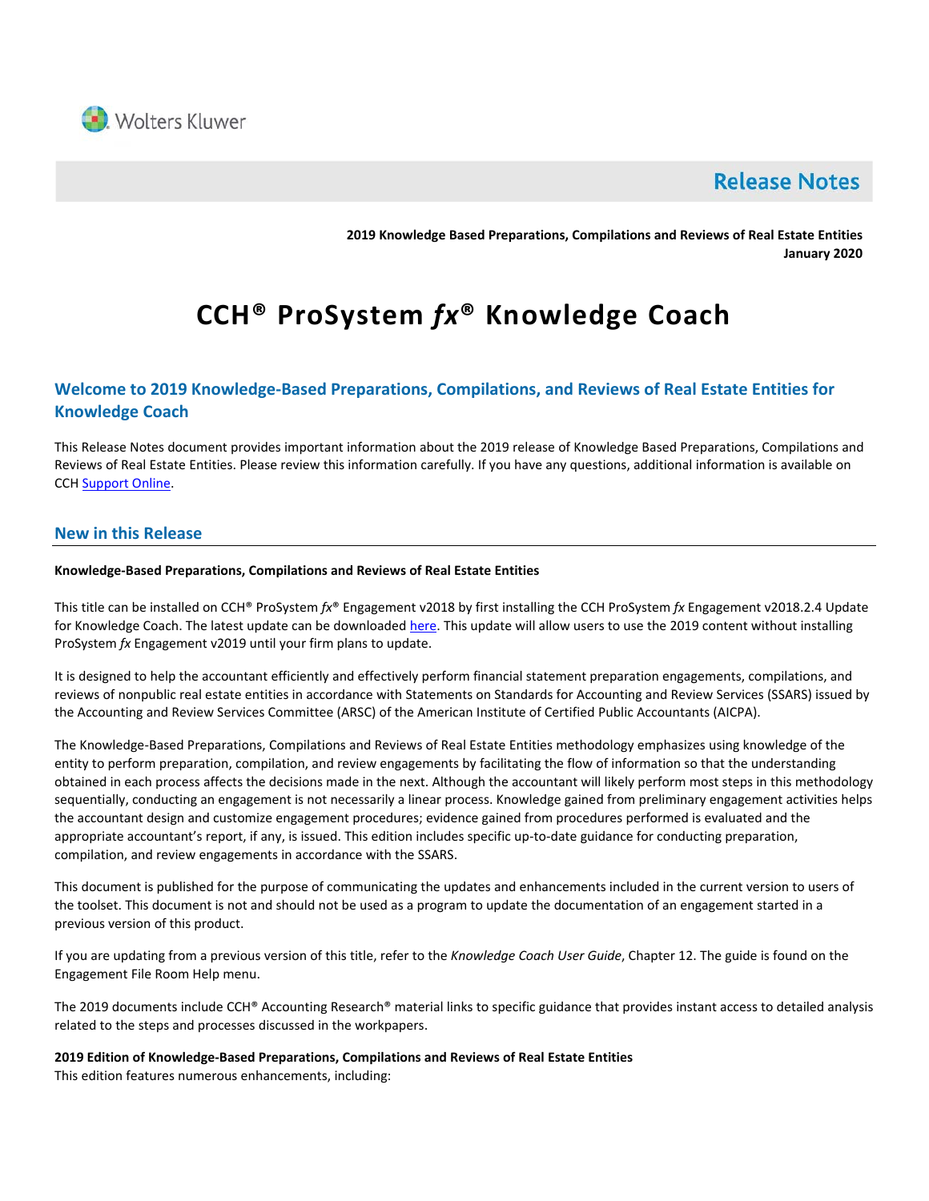Wolters Kluwer

# Release Notes

**2019 Knowledge Based Preparations, Compilations and Reviews of Real Estate Entities**
**January 2020**

# CCH® ProSystem *fx*® Knowledge Coach

## Welcome to 2019 Knowledge-Based Preparations, Compilations, and Reviews of Real Estate Entities for Knowledge Coach

This Release Notes document provides important information about the 2019 release of Knowledge Based Preparations, Compilations and Reviews of Real Estate Entities. Please review this information carefully. If you have any questions, additional information is available on CCH Support Online.

## New in this Release

**Knowledge-Based Preparations, Compilations and Reviews of Real Estate Entities**

This title can be installed on CCH® ProSystem *fx*® Engagement v2018 by first installing the CCH ProSystem *fx* Engagement v2018.2.4 Update for Knowledge Coach. The latest update can be downloaded here. This update will allow users to use the 2019 content without installing ProSystem *fx* Engagement v2019 until your firm plans to update.

It is designed to help the accountant efficiently and effectively perform financial statement preparation engagements, compilations, and reviews of nonpublic real estate entities in accordance with Statements on Standards for Accounting and Review Services (SSARS) issued by the Accounting and Review Services Committee (ARSC) of the American Institute of Certified Public Accountants (AICPA).

The Knowledge-Based Preparations, Compilations and Reviews of Real Estate Entities methodology emphasizes using knowledge of the entity to perform preparation, compilation, and review engagements by facilitating the flow of information so that the understanding obtained in each process affects the decisions made in the next. Although the accountant will likely perform most steps in this methodology sequentially, conducting an engagement is not necessarily a linear process. Knowledge gained from preliminary engagement activities helps the accountant design and customize engagement procedures; evidence gained from procedures performed is evaluated and the appropriate accountant's report, if any, is issued. This edition includes specific up-to-date guidance for conducting preparation, compilation, and review engagements in accordance with the SSARS.

This document is published for the purpose of communicating the updates and enhancements included in the current version to users of the toolset. This document is not and should not be used as a program to update the documentation of an engagement started in a previous version of this product.

If you are updating from a previous version of this title, refer to the *Knowledge Coach User Guide*, Chapter 12. The guide is found on the Engagement File Room Help menu.

The 2019 documents include CCH® Accounting Research® material links to specific guidance that provides instant access to detailed analysis related to the steps and processes discussed in the workpapers.

**2019 Edition of Knowledge-Based Preparations, Compilations and Reviews of Real Estate Entities**
This edition features numerous enhancements, including: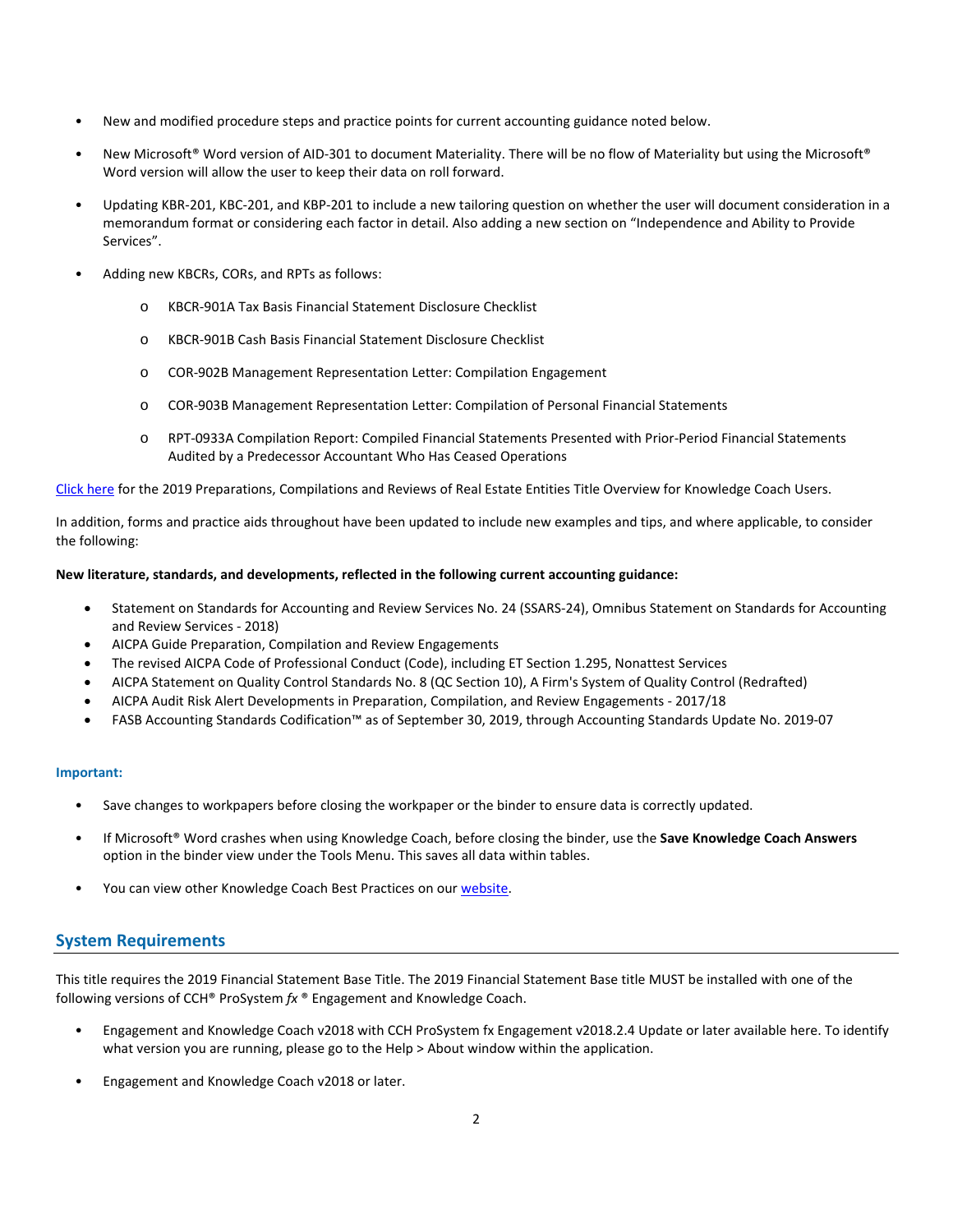- New and modified procedure steps and practice points for current accounting guidance noted below.
- New Microsoft® Word version of AID-301 to document Materiality. There will be no flow of Materiality but using the Microsoft® Word version will allow the user to keep their data on roll forward.
- Updating KBR-201, KBC-201, and KBP-201 to include a new tailoring question on whether the user will document consideration in a memorandum format or considering each factor in detail. Also adding a new section on “Independence and Ability to Provide Services”.
- Adding new KBCRs, CORs, and RPTs as follows:
    - KBCR-901A Tax Basis Financial Statement Disclosure Checklist
    - KBCR-901B Cash Basis Financial Statement Disclosure Checklist
    - COR-902B Management Representation Letter: Compilation Engagement
    - COR-903B Management Representation Letter: Compilation of Personal Financial Statements
    - RPT-0933A Compilation Report: Compiled Financial Statements Presented with Prior-Period Financial Statements Audited by a Predecessor Accountant Who Has Ceased Operations

Click here for the 2019 Preparations, Compilations and Reviews of Real Estate Entities Title Overview for Knowledge Coach Users.

In addition, forms and practice aids throughout have been updated to include new examples and tips, and where applicable, to consider the following:

**New literature, standards, and developments, reflected in the following current accounting guidance:**

- Statement on Standards for Accounting and Review Services No. 24 (SSARS-24), Omnibus Statement on Standards for Accounting and Review Services - 2018)
- AICPA Guide Preparation, Compilation and Review Engagements
- The revised AICPA Code of Professional Conduct (Code), including ET Section 1.295, Nonattest Services
- AICPA Statement on Quality Control Standards No. 8 (QC Section 10), A Firm's System of Quality Control (Redrafted)
- AICPA Audit Risk Alert Developments in Preparation, Compilation, and Review Engagements - 2017/18
- FASB Accounting Standards Codification™ as of September 30, 2019, through Accounting Standards Update No. 2019-07

**Important:**

- Save changes to workpapers before closing the workpaper or the binder to ensure data is correctly updated.
- If Microsoft® Word crashes when using Knowledge Coach, before closing the binder, use the **Save Knowledge Coach Answers** option in the binder view under the Tools Menu. This saves all data within tables.
- You can view other Knowledge Coach Best Practices on our website.

## System Requirements

This title requires the 2019 Financial Statement Base Title. The 2019 Financial Statement Base title MUST be installed with one of the following versions of CCH® ProSystem *fx* ® Engagement and Knowledge Coach.

- Engagement and Knowledge Coach v2018 with CCH ProSystem fx Engagement v2018.2.4 Update or later available here. To identify what version you are running, please go to the Help > About window within the application.
- Engagement and Knowledge Coach v2018 or later.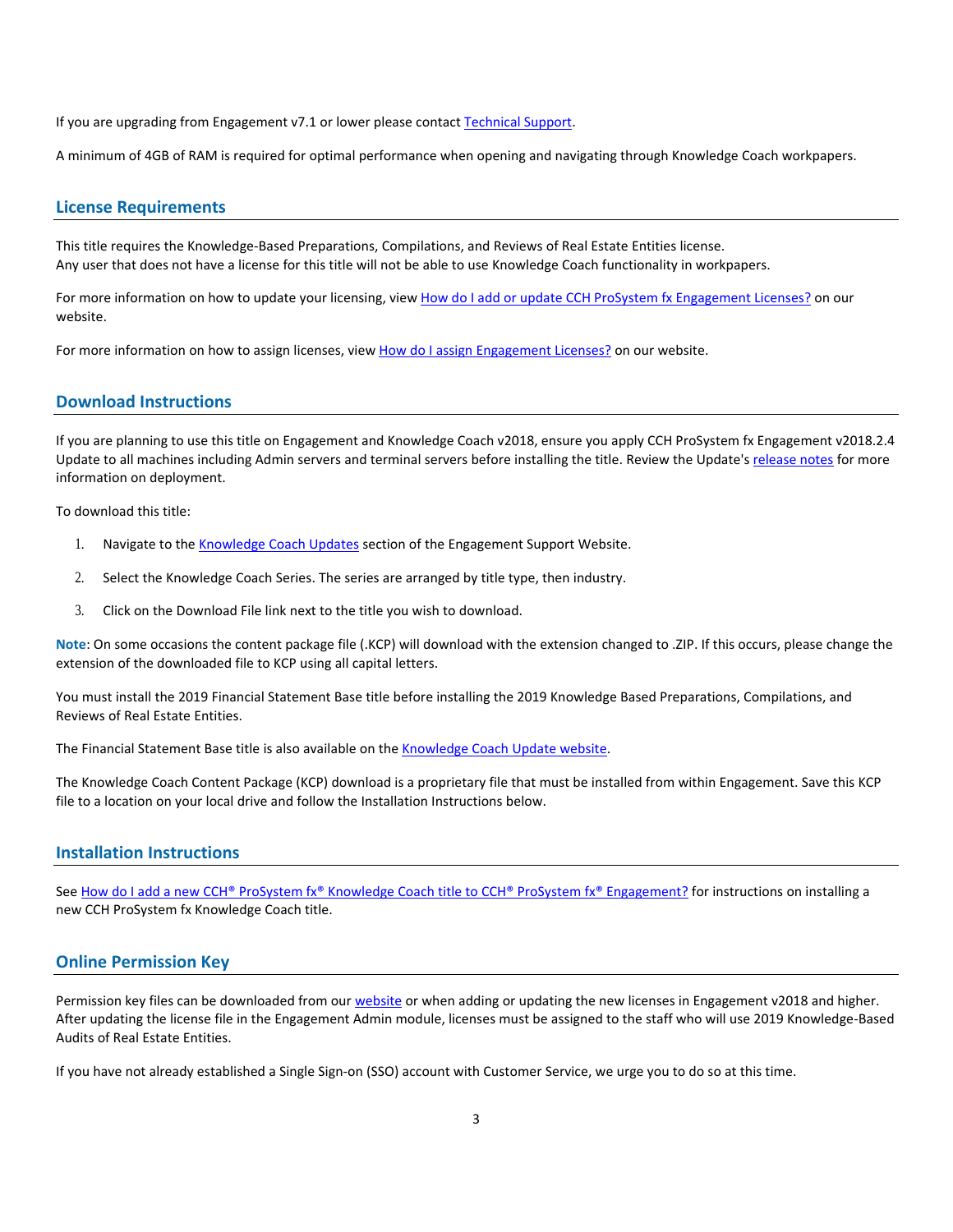If you are upgrading from Engagement v7.1 or lower please contact Technical Support.

A minimum of 4GB of RAM is required for optimal performance when opening and navigating through Knowledge Coach workpapers.

## License Requirements

This title requires the Knowledge-Based Preparations, Compilations, and Reviews of Real Estate Entities license.
Any user that does not have a license for this title will not be able to use Knowledge Coach functionality in workpapers.

For more information on how to update your licensing, view How do I add or update CCH ProSystem fx Engagement Licenses? on our website.

For more information on how to assign licenses, view How do I assign Engagement Licenses? on our website.

## Download Instructions

If you are planning to use this title on Engagement and Knowledge Coach v2018, ensure you apply CCH ProSystem fx Engagement v2018.2.4 Update to all machines including Admin servers and terminal servers before installing the title. Review the Update's release notes for more information on deployment.

To download this title:

1. Navigate to the Knowledge Coach Updates section of the Engagement Support Website.
2. Select the Knowledge Coach Series. The series are arranged by title type, then industry.
3. Click on the Download File link next to the title you wish to download.

**Note**: On some occasions the content package file (.KCP) will download with the extension changed to .ZIP. If this occurs, please change the extension of the downloaded file to KCP using all capital letters.

You must install the 2019 Financial Statement Base title before installing the 2019 Knowledge Based Preparations, Compilations, and Reviews of Real Estate Entities.

The Financial Statement Base title is also available on the Knowledge Coach Update website.

The Knowledge Coach Content Package (KCP) download is a proprietary file that must be installed from within Engagement. Save this KCP file to a location on your local drive and follow the Installation Instructions below.

## Installation Instructions

See How do I add a new CCH® ProSystem fx® Knowledge Coach title to CCH® ProSystem fx® Engagement? for instructions on installing a new CCH ProSystem fx Knowledge Coach title.

## Online Permission Key

Permission key files can be downloaded from our website or when adding or updating the new licenses in Engagement v2018 and higher. After updating the license file in the Engagement Admin module, licenses must be assigned to the staff who will use 2019 Knowledge-Based Audits of Real Estate Entities.

If you have not already established a Single Sign-on (SSO) account with Customer Service, we urge you to do so at this time.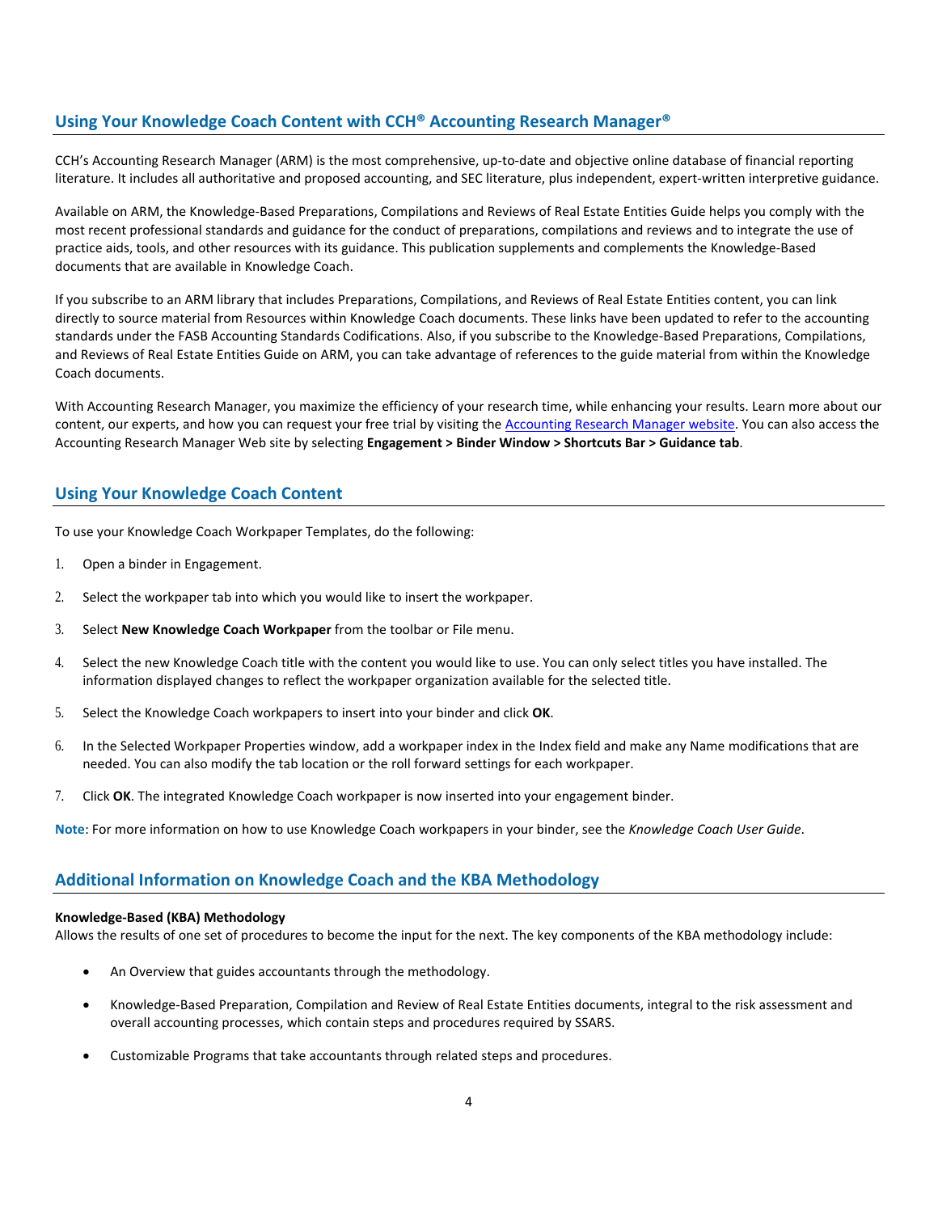## Using Your Knowledge Coach Content with CCH® Accounting Research Manager®

CCH's Accounting Research Manager (ARM) is the most comprehensive, up-to-date and objective online database of financial reporting literature. It includes all authoritative and proposed accounting, and SEC literature, plus independent, expert-written interpretive guidance.

Available on ARM, the Knowledge-Based Preparations, Compilations and Reviews of Real Estate Entities Guide helps you comply with the most recent professional standards and guidance for the conduct of preparations, compilations and reviews and to integrate the use of practice aids, tools, and other resources with its guidance. This publication supplements and complements the Knowledge-Based documents that are available in Knowledge Coach.

If you subscribe to an ARM library that includes Preparations, Compilations, and Reviews of Real Estate Entities content, you can link directly to source material from Resources within Knowledge Coach documents. These links have been updated to refer to the accounting standards under the FASB Accounting Standards Codifications. Also, if you subscribe to the Knowledge-Based Preparations, Compilations, and Reviews of Real Estate Entities Guide on ARM, you can take advantage of references to the guide material from within the Knowledge Coach documents.

With Accounting Research Manager, you maximize the efficiency of your research time, while enhancing your results. Learn more about our content, our experts, and how you can request your free trial by visiting the Accounting Research Manager website. You can also access the Accounting Research Manager Web site by selecting **Engagement > Binder Window > Shortcuts Bar > Guidance tab**.

## Using Your Knowledge Coach Content

To use your Knowledge Coach Workpaper Templates, do the following:

1. Open a binder in Engagement.
2. Select the workpaper tab into which you would like to insert the workpaper.
3. Select **New Knowledge Coach Workpaper** from the toolbar or File menu.
4. Select the new Knowledge Coach title with the content you would like to use. You can only select titles you have installed. The information displayed changes to reflect the workpaper organization available for the selected title.
5. Select the Knowledge Coach workpapers to insert into your binder and click **OK**.
6. In the Selected Workpaper Properties window, add a workpaper index in the Index field and make any Name modifications that are needed. You can also modify the tab location or the roll forward settings for each workpaper.
7. Click **OK**. The integrated Knowledge Coach workpaper is now inserted into your engagement binder.

**Note**: For more information on how to use Knowledge Coach workpapers in your binder, see the *Knowledge Coach User Guide*.

## Additional Information on Knowledge Coach and the KBA Methodology

**Knowledge-Based (KBA) Methodology**
Allows the results of one set of procedures to become the input for the next. The key components of the KBA methodology include:

- An Overview that guides accountants through the methodology.
- Knowledge-Based Preparation, Compilation and Review of Real Estate Entities documents, integral to the risk assessment and overall accounting processes, which contain steps and procedures required by SSARS.
- Customizable Programs that take accountants through related steps and procedures.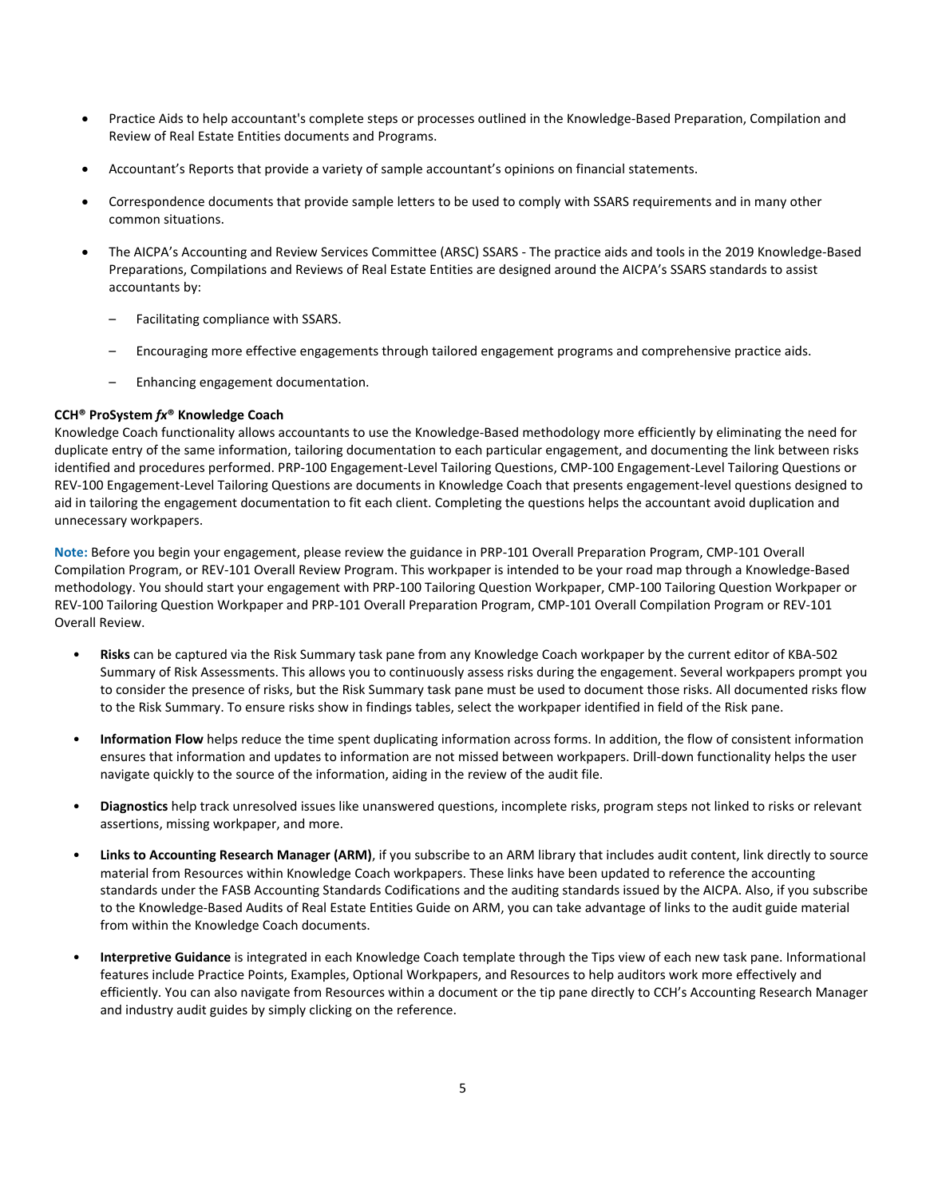- Practice Aids to help accountant's complete steps or processes outlined in the Knowledge-Based Preparation, Compilation and Review of Real Estate Entities documents and Programs.
- Accountant's Reports that provide a variety of sample accountant's opinions on financial statements.
- Correspondence documents that provide sample letters to be used to comply with SSARS requirements and in many other common situations.
- The AICPA's Accounting and Review Services Committee (ARSC) SSARS - The practice aids and tools in the 2019 Knowledge-Based Preparations, Compilations and Reviews of Real Estate Entities are designed around the AICPA's SSARS standards to assist accountants by:
  - Facilitating compliance with SSARS.
  - Encouraging more effective engagements through tailored engagement programs and comprehensive practice aids.
  - Enhancing engagement documentation.

**CCH® ProSystem *fx*® Knowledge Coach**

Knowledge Coach functionality allows accountants to use the Knowledge-Based methodology more efficiently by eliminating the need for duplicate entry of the same information, tailoring documentation to each particular engagement, and documenting the link between risks identified and procedures performed. PRP-100 Engagement-Level Tailoring Questions, CMP-100 Engagement-Level Tailoring Questions or REV-100 Engagement-Level Tailoring Questions are documents in Knowledge Coach that presents engagement-level questions designed to aid in tailoring the engagement documentation to fit each client. Completing the questions helps the accountant avoid duplication and unnecessary workpapers.

**Note:** Before you begin your engagement, please review the guidance in PRP-101 Overall Preparation Program, CMP-101 Overall Compilation Program, or REV-101 Overall Review Program. This workpaper is intended to be your road map through a Knowledge-Based methodology. You should start your engagement with PRP-100 Tailoring Question Workpaper, CMP-100 Tailoring Question Workpaper or REV-100 Tailoring Question Workpaper and PRP-101 Overall Preparation Program, CMP-101 Overall Compilation Program or REV-101 Overall Review.

- **Risks** can be captured via the Risk Summary task pane from any Knowledge Coach workpaper by the current editor of KBA-502 Summary of Risk Assessments. This allows you to continuously assess risks during the engagement. Several workpapers prompt you to consider the presence of risks, but the Risk Summary task pane must be used to document those risks. All documented risks flow to the Risk Summary. To ensure risks show in findings tables, select the workpaper identified in field of the Risk pane.
- **Information Flow** helps reduce the time spent duplicating information across forms. In addition, the flow of consistent information ensures that information and updates to information are not missed between workpapers. Drill-down functionality helps the user navigate quickly to the source of the information, aiding in the review of the audit file.
- **Diagnostics** help track unresolved issues like unanswered questions, incomplete risks, program steps not linked to risks or relevant assertions, missing workpaper, and more.
- **Links to Accounting Research Manager (ARM)**, if you subscribe to an ARM library that includes audit content, link directly to source material from Resources within Knowledge Coach workpapers. These links have been updated to reference the accounting standards under the FASB Accounting Standards Codifications and the auditing standards issued by the AICPA. Also, if you subscribe to the Knowledge-Based Audits of Real Estate Entities Guide on ARM, you can take advantage of links to the audit guide material from within the Knowledge Coach documents.
- **Interpretive Guidance** is integrated in each Knowledge Coach template through the Tips view of each new task pane. Informational features include Practice Points, Examples, Optional Workpapers, and Resources to help auditors work more effectively and efficiently. You can also navigate from Resources within a document or the tip pane directly to CCH's Accounting Research Manager and industry audit guides by simply clicking on the reference.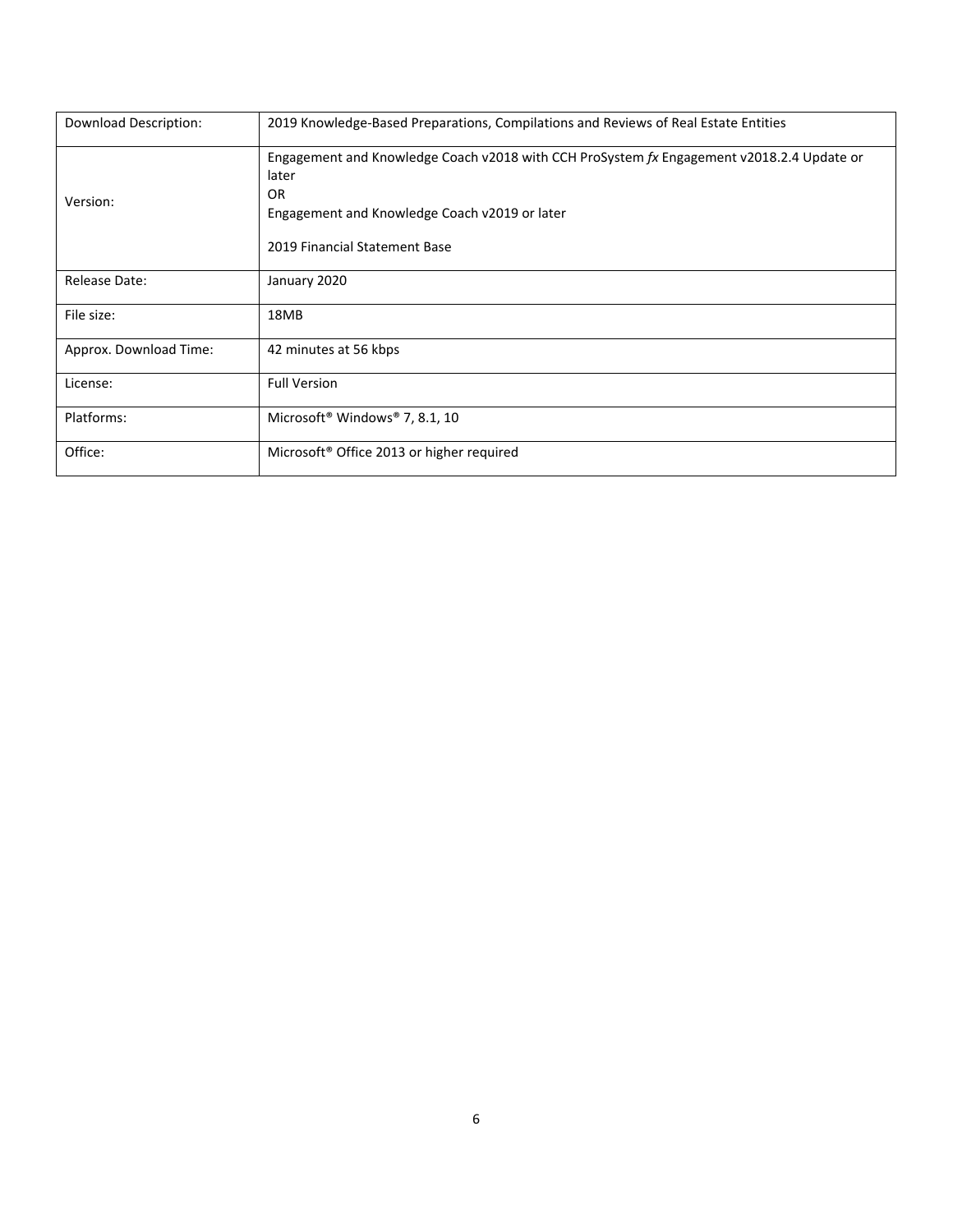| | |
|---|---|
| Download Description: | 2019 Knowledge-Based Preparations, Compilations and Reviews of Real Estate Entities |
| Version: | Engagement and Knowledge Coach v2018 with CCH ProSystem *fx* Engagement v2018.2.4 Update or later<br>OR<br>Engagement and Knowledge Coach v2019 or later<br><br>2019 Financial Statement Base |
| Release Date: | January 2020 |
| File size: | 18MB |
| Approx. Download Time: | 42 minutes at 56 kbps |
| License: | Full Version |
| Platforms: | Microsoft® Windows® 7, 8.1, 10 |
| Office: | Microsoft® Office 2013 or higher required |